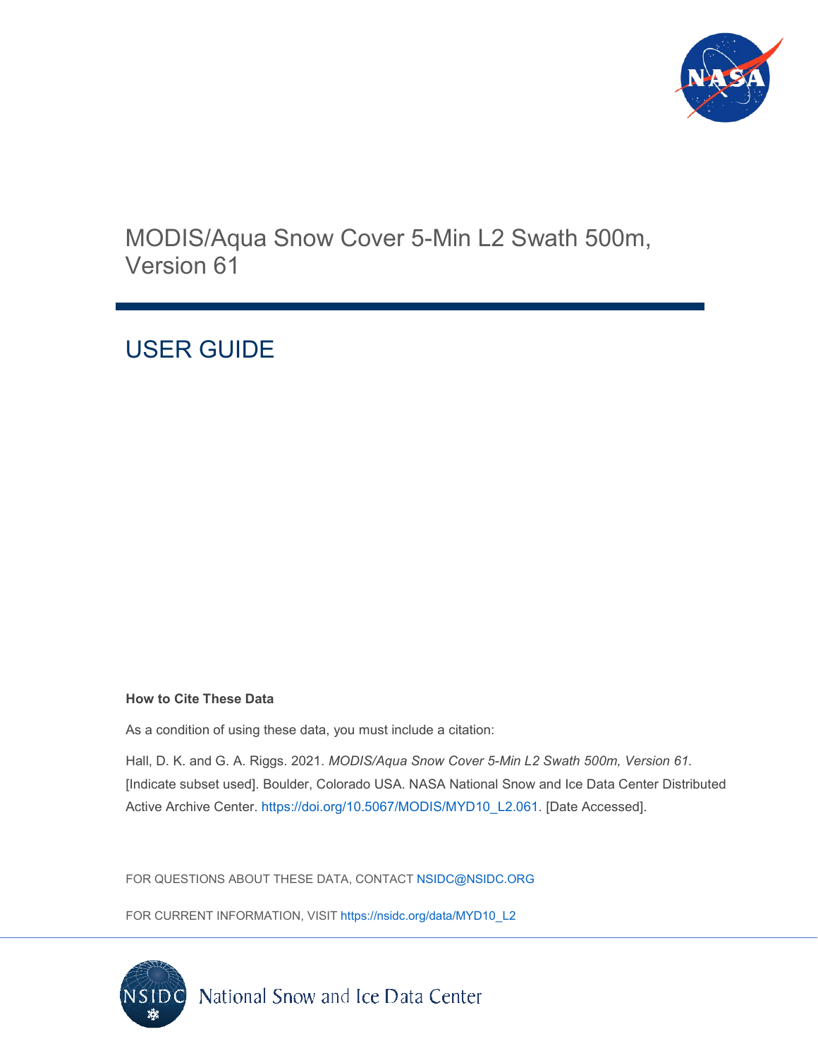# MODIS/Aqua Snow Cover 5-Min L2 Swath 500m, Version 61

## USER GUIDE

**How to Cite These Data**

As a condition of using these data, you must include a citation:

Hall, D. K. and G. A. Riggs. 2021. *MODIS/Aqua Snow Cover 5-Min L2 Swath 500m, Version 61.* [Indicate subset used]. Boulder, Colorado USA. NASA National Snow and Ice Data Center Distributed Active Archive Center. https://doi.org/10.5067/MODIS/MYD10_L2.061. [Date Accessed].

FOR QUESTIONS ABOUT THESE DATA, CONTACT NSIDC@NSIDC.ORG

FOR CURRENT INFORMATION, VISIT https://nsidc.org/data/MYD10_L2

National Snow and Ice Data Center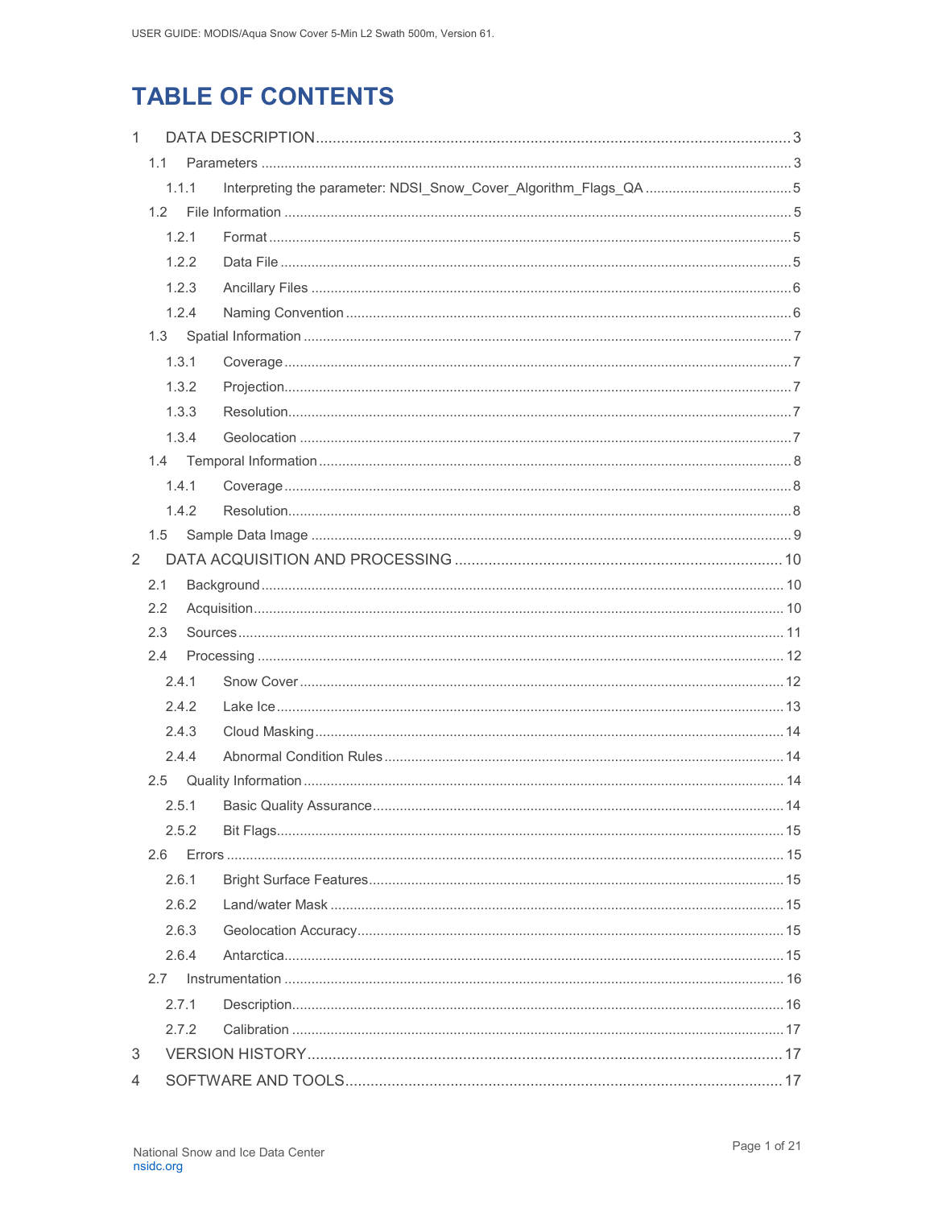# TABLE OF CONTENTS

1 DATA DESCRIPTION ............................................................ 3
  1.1 Parameters ............................................................ 3
    1.1.1 Interpreting the parameter: NDSI_Snow_Cover_Algorithm_Flags_QA ............ 5
  1.2 File Information ............................................................ 5
    1.2.1 Format ............................................................ 5
    1.2.2 Data File ............................................................ 5
    1.2.3 Ancillary Files ............................................................ 6
    1.2.4 Naming Convention ............................................................ 6
  1.3 Spatial Information ............................................................ 7
    1.3.1 Coverage ............................................................ 7
    1.3.2 Projection ............................................................ 7
    1.3.3 Resolution ............................................................ 7
    1.3.4 Geolocation ............................................................ 7
  1.4 Temporal Information ............................................................ 8
    1.4.1 Coverage ............................................................ 8
    1.4.2 Resolution ............................................................ 8
  1.5 Sample Data Image ............................................................ 9
2 DATA ACQUISITION AND PROCESSING ............................................................ 10
  2.1 Background ............................................................ 10
  2.2 Acquisition ............................................................ 10
  2.3 Sources ............................................................ 11
  2.4 Processing ............................................................ 12
    2.4.1 Snow Cover ............................................................ 12
    2.4.2 Lake Ice ............................................................ 13
    2.4.3 Cloud Masking ............................................................ 14
    2.4.4 Abnormal Condition Rules ............................................................ 14
  2.5 Quality Information ............................................................ 14
    2.5.1 Basic Quality Assurance ............................................................ 14
    2.5.2 Bit Flags ............................................................ 15
  2.6 Errors ............................................................ 15
    2.6.1 Bright Surface Features ............................................................ 15
    2.6.2 Land/water Mask ............................................................ 15
    2.6.3 Geolocation Accuracy ............................................................ 15
    2.6.4 Antarctica ............................................................ 15
  2.7 Instrumentation ............................................................ 16
    2.7.1 Description ............................................................ 16
    2.7.2 Calibration ............................................................ 17
3 VERSION HISTORY ............................................................ 17
4 SOFTWARE AND TOOLS ............................................................ 17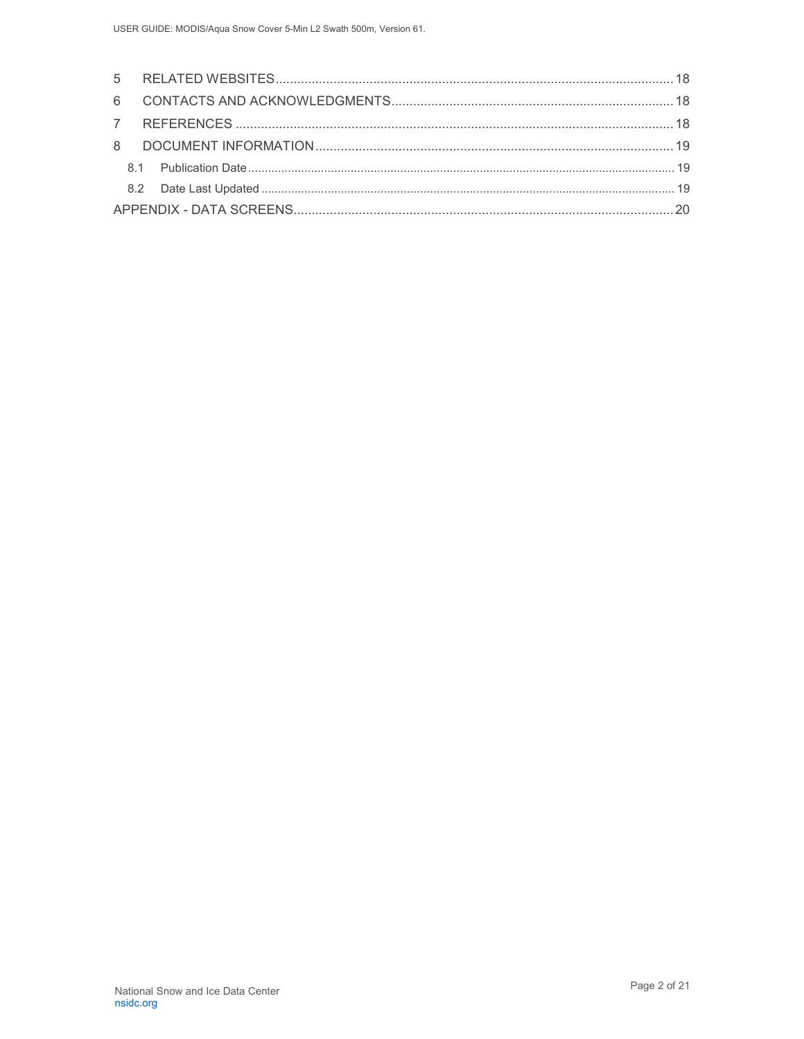5 RELATED WEBSITES ... 18

6 CONTACTS AND ACKNOWLEDGMENTS ... 18

7 REFERENCES ... 18

8 DOCUMENT INFORMATION ... 19

- 8.1 Publication Date ... 19
- 8.2 Date Last Updated ... 19

APPENDIX - DATA SCREENS ... 20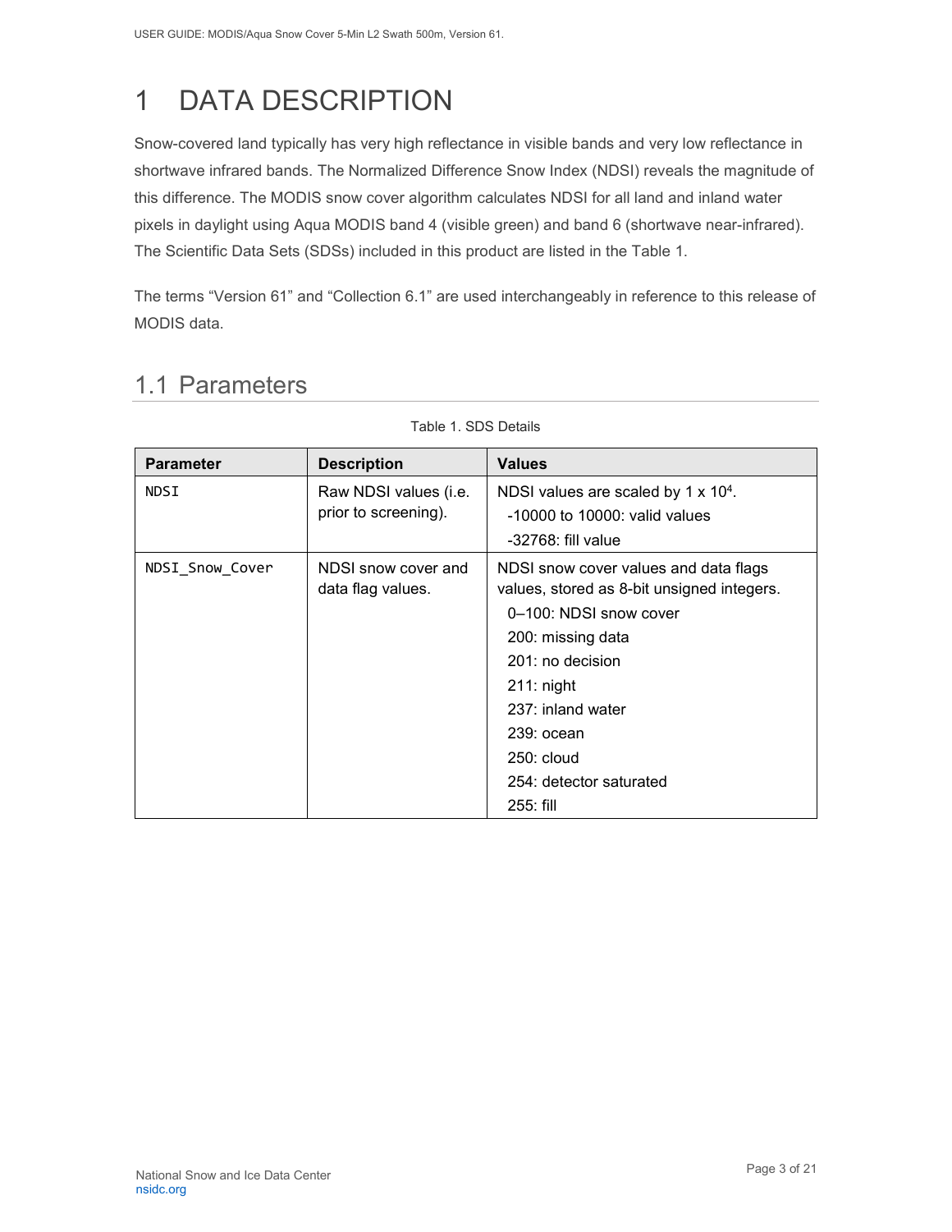# 1 DATA DESCRIPTION

Snow-covered land typically has very high reflectance in visible bands and very low reflectance in shortwave infrared bands. The Normalized Difference Snow Index (NDSI) reveals the magnitude of this difference. The MODIS snow cover algorithm calculates NDSI for all land and inland water pixels in daylight using Aqua MODIS band 4 (visible green) and band 6 (shortwave near-infrared). The Scientific Data Sets (SDSs) included in this product are listed in the Table 1.

The terms "Version 61" and "Collection 6.1" are used interchangeably in reference to this release of MODIS data.

## 1.1 Parameters

Table 1. SDS Details

| Parameter | Description | Values |
|---|---|---|
| `NDSI` | Raw NDSI values (i.e. prior to screening). | NDSI values are scaled by 1 x $10^4$.<br>-10000 to 10000: valid values<br>-32768: fill value |
| `NDSI_Snow_Cover` | NDSI snow cover and data flag values. | NDSI snow cover values and data flags values, stored as 8-bit unsigned integers.<br>0–100: NDSI snow cover<br>200: missing data<br>201: no decision<br>211: night<br>237: inland water<br>239: ocean<br>250: cloud<br>254: detector saturated<br>255: fill |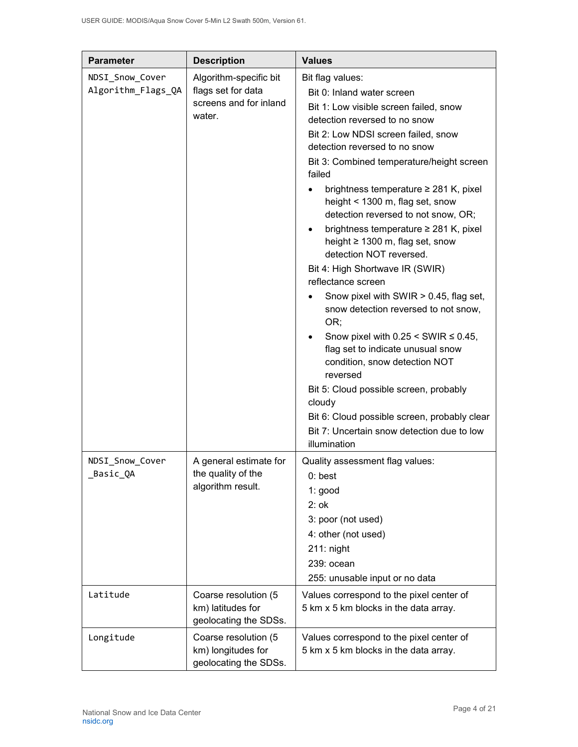| Parameter | Description | Values |
|---|---|---|
| NDSI_Snow_Cover Algorithm_Flags_QA | Algorithm-specific bit flags set for data screens and for inland water. | Bit flag values:<br>Bit 0: Inland water screen<br>Bit 1: Low visible screen failed, snow detection reversed to no snow<br>Bit 2: Low NDSI screen failed, snow detection reversed to no snow<br>Bit 3: Combined temperature/height screen failed<br>• brightness temperature ≥ 281 K, pixel height < 1300 m, flag set, snow detection reversed to not snow, OR;<br>• brightness temperature ≥ 281 K, pixel height ≥ 1300 m, flag set, snow detection NOT reversed.<br>Bit 4: High Shortwave IR (SWIR) reflectance screen<br>• Snow pixel with SWIR > 0.45, flag set, snow detection reversed to not snow, OR;<br>• Snow pixel with 0.25 < SWIR ≤ 0.45, flag set to indicate unusual snow condition, snow detection NOT reversed<br>Bit 5: Cloud possible screen, probably cloudy<br>Bit 6: Cloud possible screen, probably clear<br>Bit 7: Uncertain snow detection due to low illumination |
| NDSI_Snow_Cover _Basic_QA | A general estimate for the quality of the algorithm result. | Quality assessment flag values:<br>0: best<br>1: good<br>2: ok<br>3: poor (not used)<br>4: other (not used)<br>211: night<br>239: ocean<br>255: unusable input or no data |
| Latitude | Coarse resolution (5 km) latitudes for geolocating the SDSs. | Values correspond to the pixel center of 5 km x 5 km blocks in the data array. |
| Longitude | Coarse resolution (5 km) longitudes for geolocating the SDSs. | Values correspond to the pixel center of 5 km x 5 km blocks in the data array. |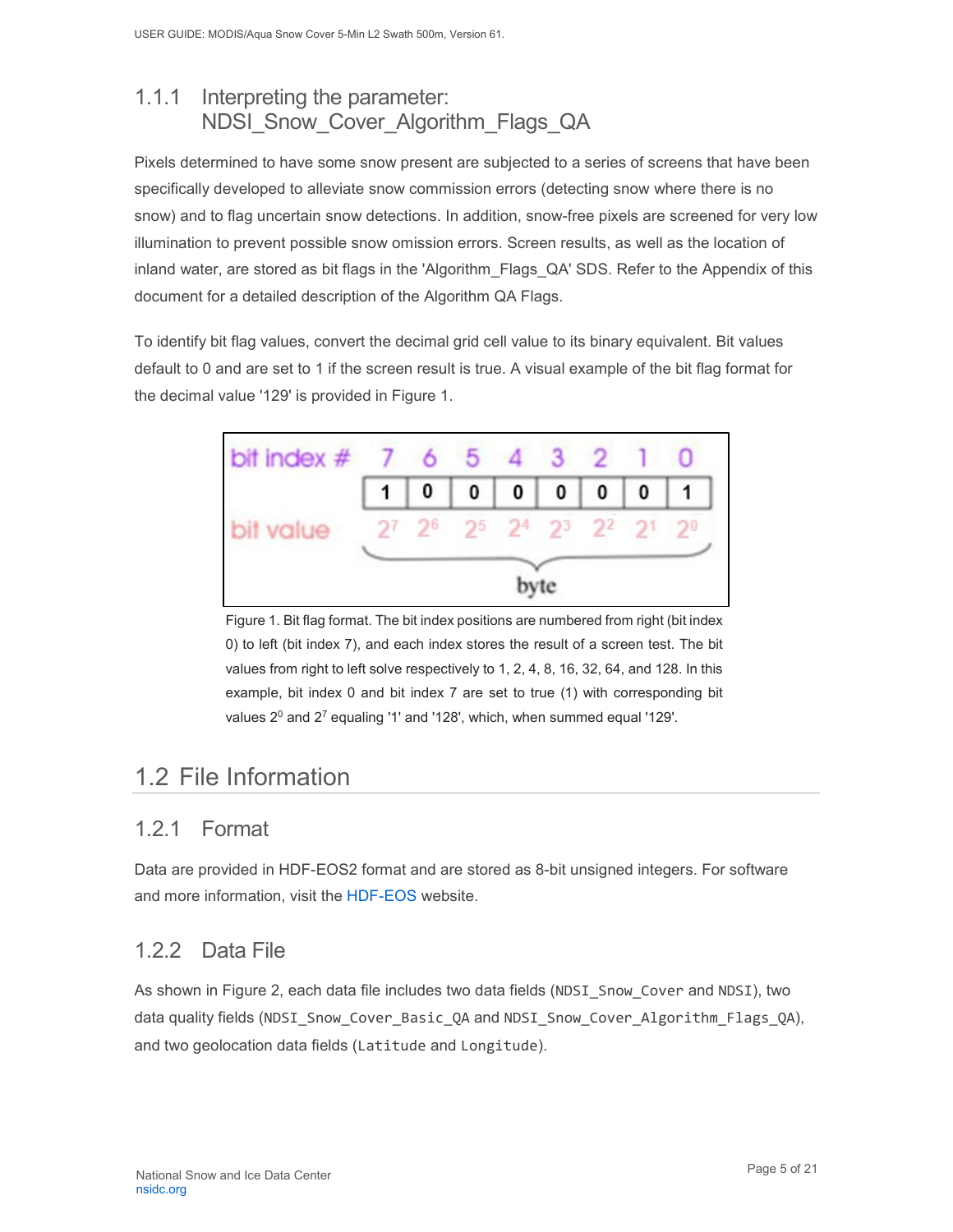### 1.1.1 Interpreting the parameter: NDSI_Snow_Cover_Algorithm_Flags_QA

Pixels determined to have some snow present are subjected to a series of screens that have been specifically developed to alleviate snow commission errors (detecting snow where there is no snow) and to flag uncertain snow detections. In addition, snow-free pixels are screened for very low illumination to prevent possible snow omission errors. Screen results, as well as the location of inland water, are stored as bit flags in the 'Algorithm_Flags_QA' SDS. Refer to the Appendix of this document for a detailed description of the Algorithm QA Flags.

To identify bit flag values, convert the decimal grid cell value to its binary equivalent. Bit values default to 0 and are set to 1 if the screen result is true. A visual example of the bit flag format for the decimal value '129' is provided in Figure 1.

| bit index # | 7 | 6 | 5 | 4 | 3 | 2 | 1 | 0 |
|---|---|---|---|---|---|---|---|---|
| | 1 | 0 | 0 | 0 | 0 | 0 | 0 | 1 |
| bit value | $2^7$ | $2^6$ | $2^5$ | $2^4$ | $2^3$ | $2^2$ | $2^1$ | $2^0$ |

byte

Figure 1. Bit flag format. The bit index positions are numbered from right (bit index 0) to left (bit index 7), and each index stores the result of a screen test. The bit values from right to left solve respectively to 1, 2, 4, 8, 16, 32, 64, and 128. In this example, bit index 0 and bit index 7 are set to true (1) with corresponding bit values $2^0$ and $2^7$ equaling '1' and '128', which, when summed equal '129'.

## 1.2 File Information

### 1.2.1 Format

Data are provided in HDF-EOS2 format and are stored as 8-bit unsigned integers. For software and more information, visit the HDF-EOS website.

### 1.2.2 Data File

As shown in Figure 2, each data file includes two data fields (`NDSI_Snow_Cover` and `NDSI`), two data quality fields (`NDSI_Snow_Cover_Basic_QA` and `NDSI_Snow_Cover_Algorithm_Flags_QA`), and two geolocation data fields (`Latitude` and `Longitude`).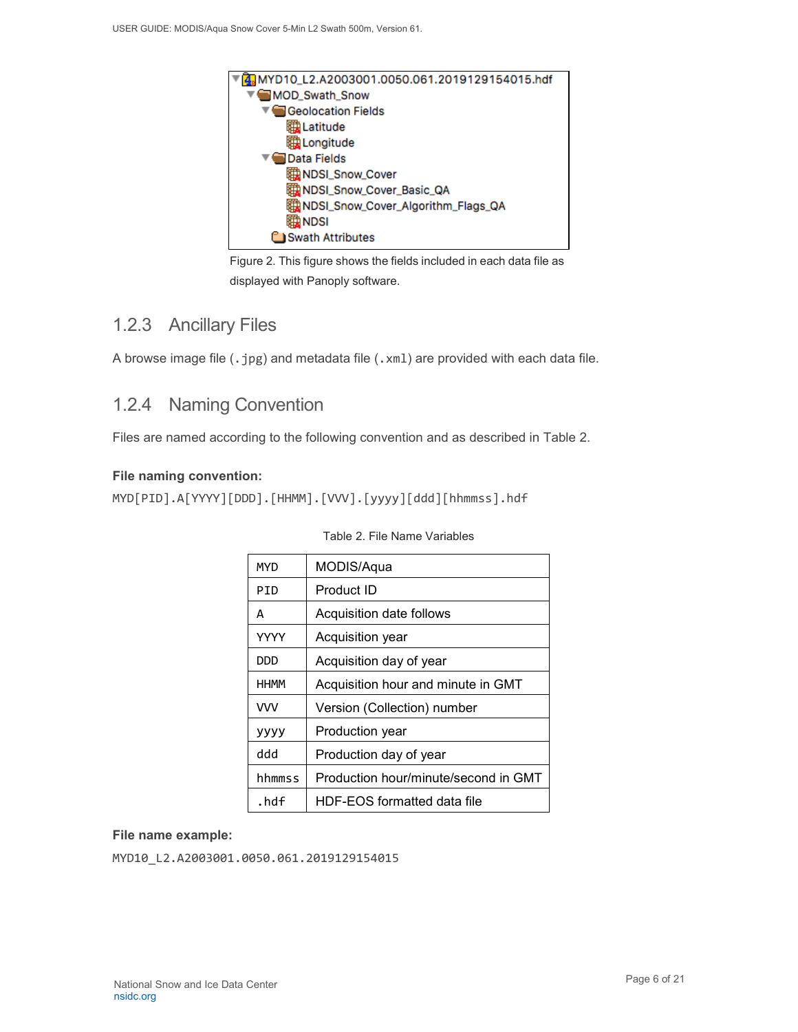Figure 2. This figure shows the fields included in each data file as displayed with Panoply software.

### 1.2.3 Ancillary Files

A browse image file (`.jpg`) and metadata file (`.xml`) are provided with each data file.

### 1.2.4 Naming Convention

Files are named according to the following convention and as described in Table 2.

**File naming convention:**

```
MYD[PID].A[YYYY][DDD].[HHMM].[VVV].[yyyy][ddd][hhmmss].hdf
```

Table 2. File Name Variables

| | |
|---|---|
| MYD | MODIS/Aqua |
| PID | Product ID |
| A | Acquisition date follows |
| YYYY | Acquisition year |
| DDD | Acquisition day of year |
| HHMM | Acquisition hour and minute in GMT |
| VVV | Version (Collection) number |
| yyyy | Production year |
| ddd | Production day of year |
| hhmmss | Production hour/minute/second in GMT |
| .hdf | HDF-EOS formatted data file |

**File name example:**

```
MYD10_L2.A2003001.0050.061.2019129154015
```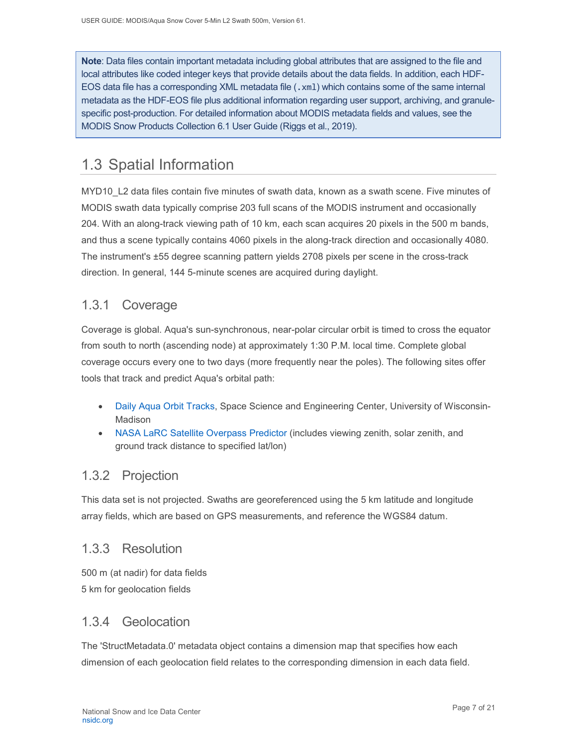**Note**: Data files contain important metadata including global attributes that are assigned to the file and local attributes like coded integer keys that provide details about the data fields. In addition, each HDF-EOS data file has a corresponding XML metadata file (`.xml`) which contains some of the same internal metadata as the HDF-EOS file plus additional information regarding user support, archiving, and granule-specific post-production. For detailed information about MODIS metadata fields and values, see the MODIS Snow Products Collection 6.1 User Guide (Riggs et al., 2019).

## 1.3 Spatial Information

MYD10_L2 data files contain five minutes of swath data, known as a swath scene. Five minutes of MODIS swath data typically comprise 203 full scans of the MODIS instrument and occasionally 204. With an along-track viewing path of 10 km, each scan acquires 20 pixels in the 500 m bands, and thus a scene typically contains 4060 pixels in the along-track direction and occasionally 4080. The instrument's ±55 degree scanning pattern yields 2708 pixels per scene in the cross-track direction. In general, 144 5-minute scenes are acquired during daylight.

### 1.3.1 Coverage

Coverage is global. Aqua's sun-synchronous, near-polar circular orbit is timed to cross the equator from south to north (ascending node) at approximately 1:30 P.M. local time. Complete global coverage occurs every one to two days (more frequently near the poles). The following sites offer tools that track and predict Aqua's orbital path:

- Daily Aqua Orbit Tracks, Space Science and Engineering Center, University of Wisconsin-Madison
- NASA LaRC Satellite Overpass Predictor (includes viewing zenith, solar zenith, and ground track distance to specified lat/lon)

### 1.3.2 Projection

This data set is not projected. Swaths are georeferenced using the 5 km latitude and longitude array fields, which are based on GPS measurements, and reference the WGS84 datum.

### 1.3.3 Resolution

500 m (at nadir) for data fields
5 km for geolocation fields

### 1.3.4 Geolocation

The 'StructMetadata.0' metadata object contains a dimension map that specifies how each dimension of each geolocation field relates to the corresponding dimension in each data field.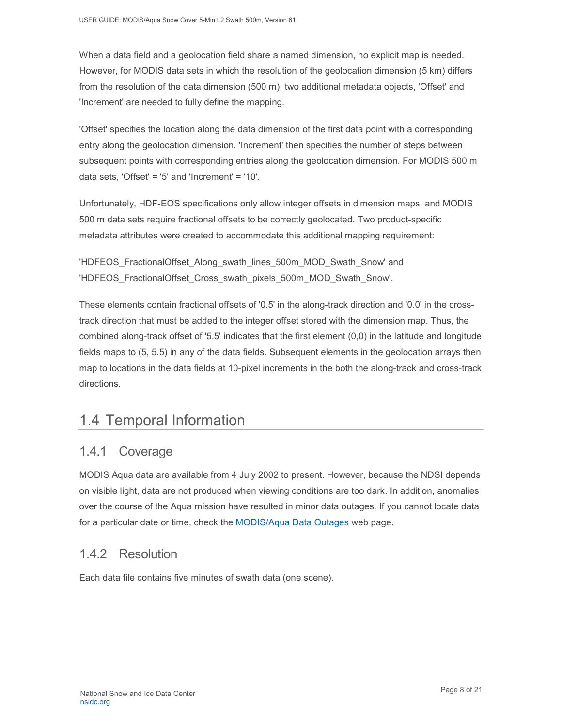When a data field and a geolocation field share a named dimension, no explicit map is needed. However, for MODIS data sets in which the resolution of the geolocation dimension (5 km) differs from the resolution of the data dimension (500 m), two additional metadata objects, 'Offset' and 'Increment' are needed to fully define the mapping.

'Offset' specifies the location along the data dimension of the first data point with a corresponding entry along the geolocation dimension. 'Increment' then specifies the number of steps between subsequent points with corresponding entries along the geolocation dimension. For MODIS 500 m data sets, 'Offset' = '5' and 'Increment' = '10'.

Unfortunately, HDF-EOS specifications only allow integer offsets in dimension maps, and MODIS 500 m data sets require fractional offsets to be correctly geolocated. Two product-specific metadata attributes were created to accommodate this additional mapping requirement:

'HDFEOS_FractionalOffset_Along_swath_lines_500m_MOD_Swath_Snow' and 'HDFEOS_FractionalOffset_Cross_swath_pixels_500m_MOD_Swath_Snow'.

These elements contain fractional offsets of '0.5' in the along-track direction and '0.0' in the cross-track direction that must be added to the integer offset stored with the dimension map. Thus, the combined along-track offset of '5.5' indicates that the first element (0,0) in the latitude and longitude fields maps to (5, 5.5) in any of the data fields. Subsequent elements in the geolocation arrays then map to locations in the data fields at 10-pixel increments in the both the along-track and cross-track directions.

## 1.4 Temporal Information

### 1.4.1 Coverage

MODIS Aqua data are available from 4 July 2002 to present. However, because the NDSI depends on visible light, data are not produced when viewing conditions are too dark. In addition, anomalies over the course of the Aqua mission have resulted in minor data outages. If you cannot locate data for a particular date or time, check the MODIS/Aqua Data Outages web page.

### 1.4.2 Resolution

Each data file contains five minutes of swath data (one scene).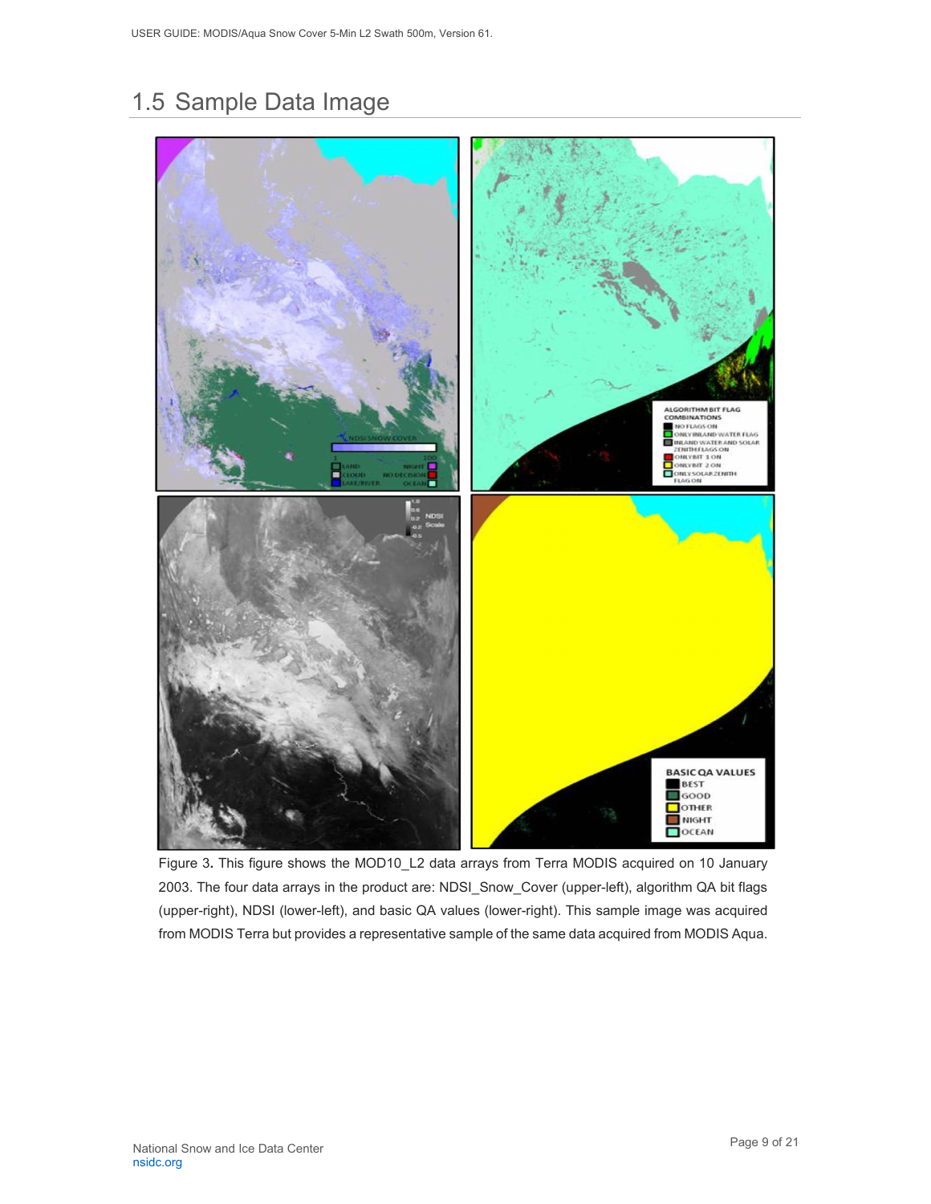## 1.5 Sample Data Image

Figure 3. This figure shows the MOD10_L2 data arrays from Terra MODIS acquired on 10 January 2003. The four data arrays in the product are: NDSI_Snow_Cover (upper-left), algorithm QA bit flags (upper-right), NDSI (lower-left), and basic QA values (lower-right). This sample image was acquired from MODIS Terra but provides a representative sample of the same data acquired from MODIS Aqua.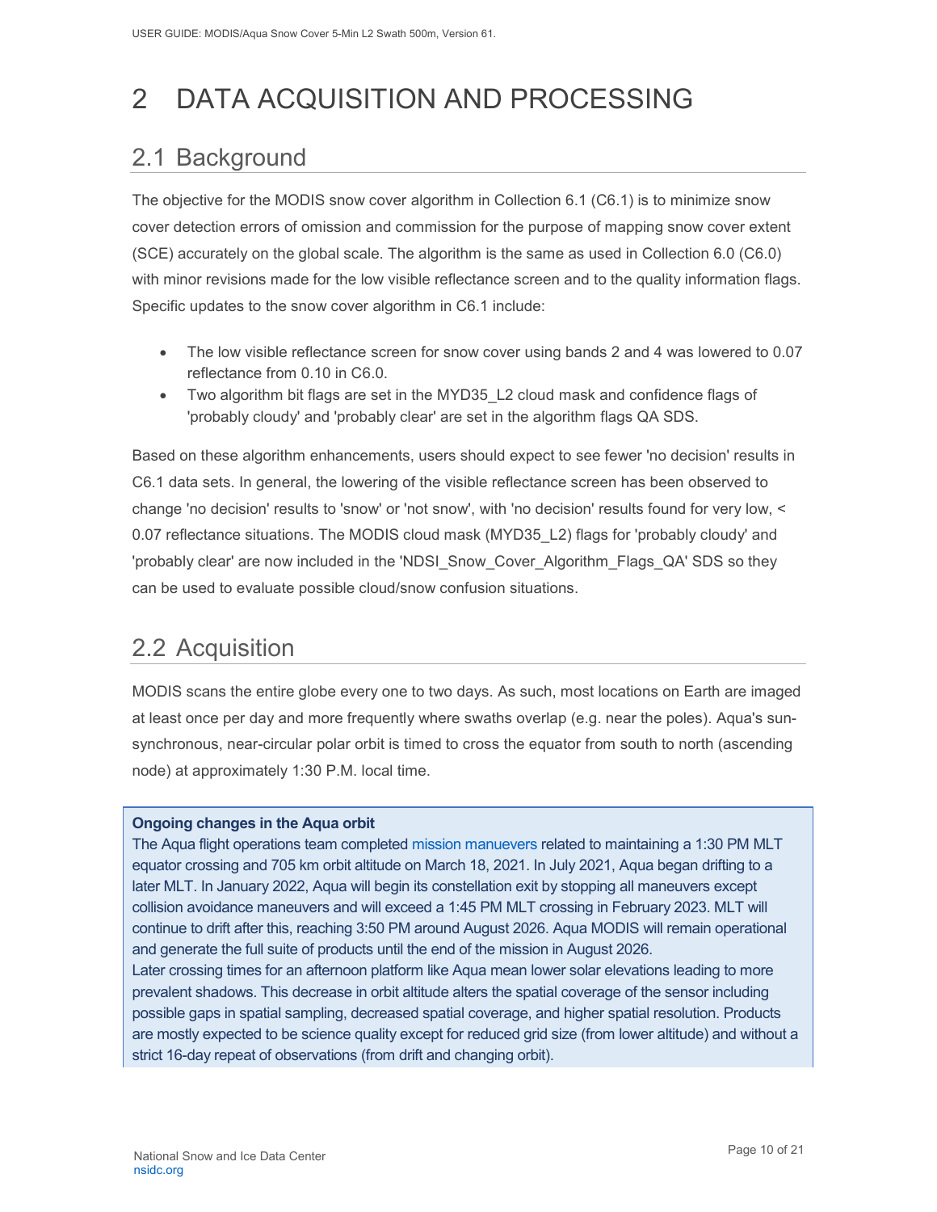# 2 DATA ACQUISITION AND PROCESSING

## 2.1 Background

The objective for the MODIS snow cover algorithm in Collection 6.1 (C6.1) is to minimize snow cover detection errors of omission and commission for the purpose of mapping snow cover extent (SCE) accurately on the global scale. The algorithm is the same as used in Collection 6.0 (C6.0) with minor revisions made for the low visible reflectance screen and to the quality information flags. Specific updates to the snow cover algorithm in C6.1 include:

- The low visible reflectance screen for snow cover using bands 2 and 4 was lowered to 0.07 reflectance from 0.10 in C6.0.
- Two algorithm bit flags are set in the MYD35_L2 cloud mask and confidence flags of 'probably cloudy' and 'probably clear' are set in the algorithm flags QA SDS.

Based on these algorithm enhancements, users should expect to see fewer 'no decision' results in C6.1 data sets. In general, the lowering of the visible reflectance screen has been observed to change 'no decision' results to 'snow' or 'not snow', with 'no decision' results found for very low, < 0.07 reflectance situations. The MODIS cloud mask (MYD35_L2) flags for 'probably cloudy' and 'probably clear' are now included in the 'NDSI_Snow_Cover_Algorithm_Flags_QA' SDS so they can be used to evaluate possible cloud/snow confusion situations.

## 2.2 Acquisition

MODIS scans the entire globe every one to two days. As such, most locations on Earth are imaged at least once per day and more frequently where swaths overlap (e.g. near the poles). Aqua's sun-synchronous, near-circular polar orbit is timed to cross the equator from south to north (ascending node) at approximately 1:30 P.M. local time.

**Ongoing changes in the Aqua orbit**

The Aqua flight operations team completed mission manuevers related to maintaining a 1:30 PM MLT equator crossing and 705 km orbit altitude on March 18, 2021. In July 2021, Aqua began drifting to a later MLT. In January 2022, Aqua will begin its constellation exit by stopping all maneuvers except collision avoidance maneuvers and will exceed a 1:45 PM MLT crossing in February 2023. MLT will continue to drift after this, reaching 3:50 PM around August 2026. Aqua MODIS will remain operational and generate the full suite of products until the end of the mission in August 2026.

Later crossing times for an afternoon platform like Aqua mean lower solar elevations leading to more prevalent shadows. This decrease in orbit altitude alters the spatial coverage of the sensor including possible gaps in spatial sampling, decreased spatial coverage, and higher spatial resolution. Products are mostly expected to be science quality except for reduced grid size (from lower altitude) and without a strict 16-day repeat of observations (from drift and changing orbit).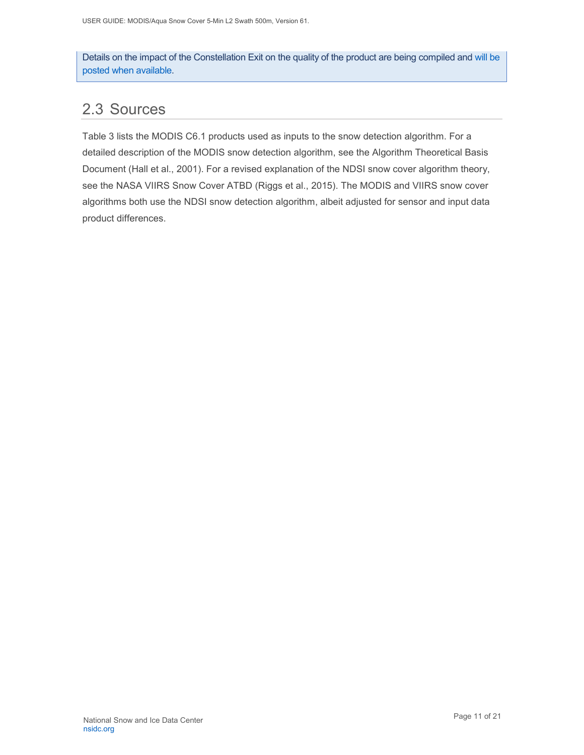Details on the impact of the Constellation Exit on the quality of the product are being compiled and will be posted when available.

## 2.3 Sources

Table 3 lists the MODIS C6.1 products used as inputs to the snow detection algorithm. For a detailed description of the MODIS snow detection algorithm, see the Algorithm Theoretical Basis Document (Hall et al., 2001). For a revised explanation of the NDSI snow cover algorithm theory, see the NASA VIIRS Snow Cover ATBD (Riggs et al., 2015). The MODIS and VIIRS snow cover algorithms both use the NDSI snow detection algorithm, albeit adjusted for sensor and input data product differences.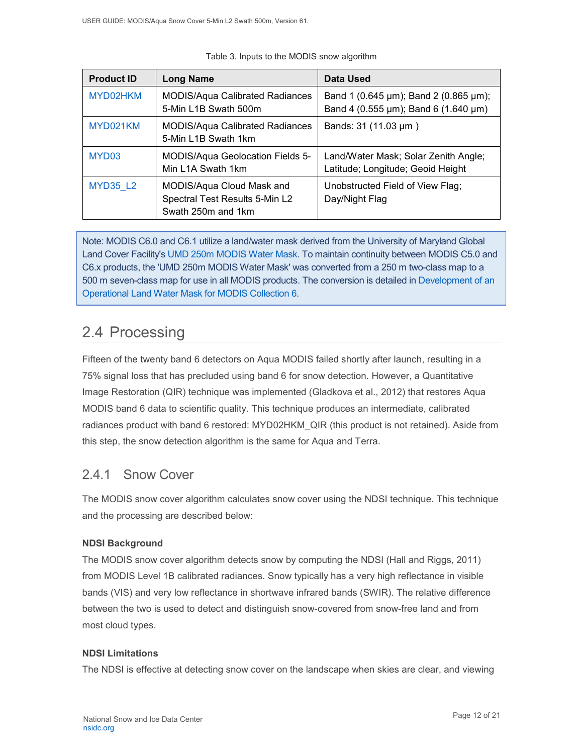Table 3. Inputs to the MODIS snow algorithm

| Product ID | Long Name | Data Used |
| --- | --- | --- |
| MYD02HKM | MODIS/Aqua Calibrated Radiances 5-Min L1B Swath 500m | Band 1 (0.645 µm); Band 2 (0.865 µm); Band 4 (0.555 µm); Band 6 (1.640 µm) |
| MYD021KM | MODIS/Aqua Calibrated Radiances 5-Min L1B Swath 1km | Bands: 31 (11.03 µm ) |
| MYD03 | MODIS/Aqua Geolocation Fields 5-Min L1A Swath 1km | Land/Water Mask; Solar Zenith Angle; Latitude; Longitude; Geoid Height |
| MYD35_L2 | MODIS/Aqua Cloud Mask and Spectral Test Results 5-Min L2 Swath 250m and 1km | Unobstructed Field of View Flag; Day/Night Flag |

Note: MODIS C6.0 and C6.1 utilize a land/water mask derived from the University of Maryland Global Land Cover Facility's UMD 250m MODIS Water Mask. To maintain continuity between MODIS C5.0 and C6.x products, the 'UMD 250m MODIS Water Mask' was converted from a 250 m two-class map to a 500 m seven-class map for use in all MODIS products. The conversion is detailed in Development of an Operational Land Water Mask for MODIS Collection 6.

## 2.4 Processing

Fifteen of the twenty band 6 detectors on Aqua MODIS failed shortly after launch, resulting in a 75% signal loss that has precluded using band 6 for snow detection. However, a Quantitative Image Restoration (QIR) technique was implemented (Gladkova et al., 2012) that restores Aqua MODIS band 6 data to scientific quality. This technique produces an intermediate, calibrated radiances product with band 6 restored: MYD02HKM_QIR (this product is not retained). Aside from this step, the snow detection algorithm is the same for Aqua and Terra.

### 2.4.1 Snow Cover

The MODIS snow cover algorithm calculates snow cover using the NDSI technique. This technique and the processing are described below:

**NDSI Background**

The MODIS snow cover algorithm detects snow by computing the NDSI (Hall and Riggs, 2011) from MODIS Level 1B calibrated radiances. Snow typically has a very high reflectance in visible bands (VIS) and very low reflectance in shortwave infrared bands (SWIR). The relative difference between the two is used to detect and distinguish snow-covered from snow-free land and from most cloud types.

**NDSI Limitations**

The NDSI is effective at detecting snow cover on the landscape when skies are clear, and viewing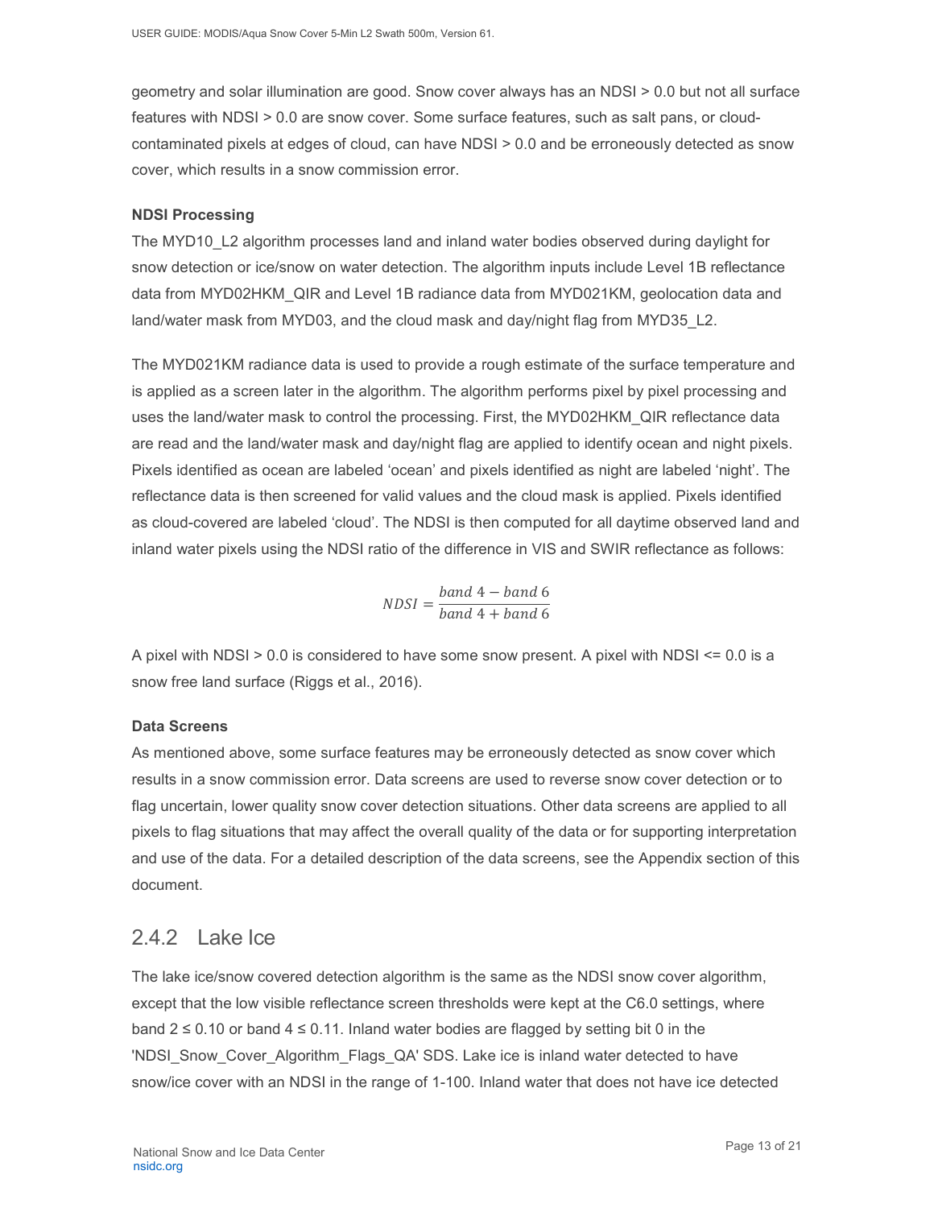geometry and solar illumination are good. Snow cover always has an NDSI > 0.0 but not all surface features with NDSI > 0.0 are snow cover. Some surface features, such as salt pans, or cloud-contaminated pixels at edges of cloud, can have NDSI > 0.0 and be erroneously detected as snow cover, which results in a snow commission error.

**NDSI Processing**

The MYD10_L2 algorithm processes land and inland water bodies observed during daylight for snow detection or ice/snow on water detection. The algorithm inputs include Level 1B reflectance data from MYD02HKM_QIR and Level 1B radiance data from MYD021KM, geolocation data and land/water mask from MYD03, and the cloud mask and day/night flag from MYD35_L2.

The MYD021KM radiance data is used to provide a rough estimate of the surface temperature and is applied as a screen later in the algorithm. The algorithm performs pixel by pixel processing and uses the land/water mask to control the processing. First, the MYD02HKM_QIR reflectance data are read and the land/water mask and day/night flag are applied to identify ocean and night pixels. Pixels identified as ocean are labeled 'ocean' and pixels identified as night are labeled 'night'. The reflectance data is then screened for valid values and the cloud mask is applied. Pixels identified as cloud-covered are labeled 'cloud'. The NDSI is then computed for all daytime observed land and inland water pixels using the NDSI ratio of the difference in VIS and SWIR reflectance as follows:

$$NDSI = \frac{band\ 4 - band\ 6}{band\ 4 + band\ 6}$$

A pixel with NDSI > 0.0 is considered to have some snow present. A pixel with NDSI <= 0.0 is a snow free land surface (Riggs et al., 2016).

**Data Screens**

As mentioned above, some surface features may be erroneously detected as snow cover which results in a snow commission error. Data screens are used to reverse snow cover detection or to flag uncertain, lower quality snow cover detection situations. Other data screens are applied to all pixels to flag situations that may affect the overall quality of the data or for supporting interpretation and use of the data. For a detailed description of the data screens, see the Appendix section of this document.

### 2.4.2 Lake Ice

The lake ice/snow covered detection algorithm is the same as the NDSI snow cover algorithm, except that the low visible reflectance screen thresholds were kept at the C6.0 settings, where band 2 ≤ 0.10 or band 4 ≤ 0.11. Inland water bodies are flagged by setting bit 0 in the 'NDSI_Snow_Cover_Algorithm_Flags_QA' SDS. Lake ice is inland water detected to have snow/ice cover with an NDSI in the range of 1-100. Inland water that does not have ice detected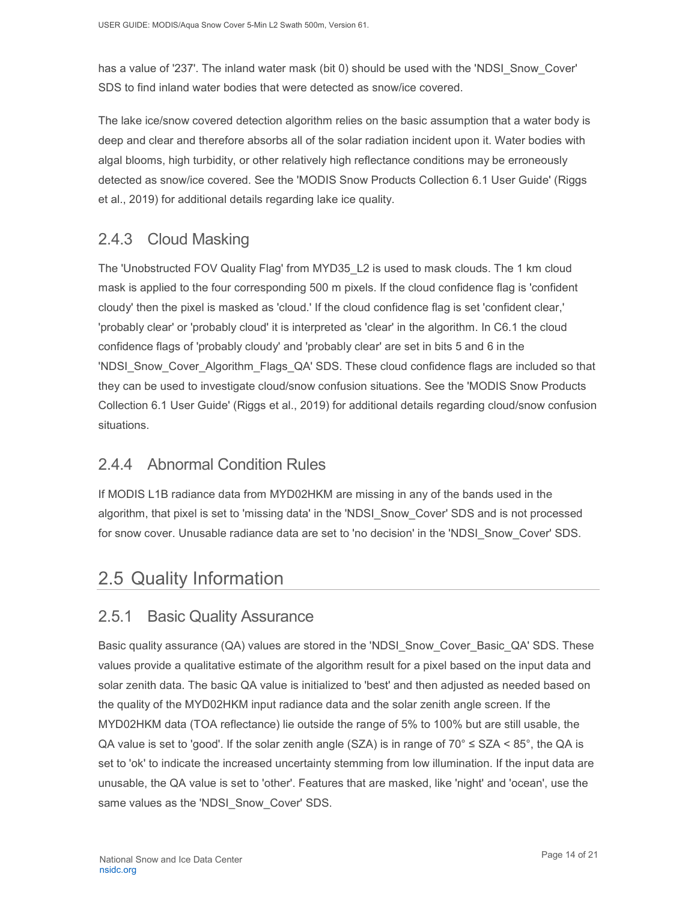has a value of '237'. The inland water mask (bit 0) should be used with the 'NDSI_Snow_Cover' SDS to find inland water bodies that were detected as snow/ice covered.

The lake ice/snow covered detection algorithm relies on the basic assumption that a water body is deep and clear and therefore absorbs all of the solar radiation incident upon it. Water bodies with algal blooms, high turbidity, or other relatively high reflectance conditions may be erroneously detected as snow/ice covered. See the 'MODIS Snow Products Collection 6.1 User Guide' (Riggs et al., 2019) for additional details regarding lake ice quality.

### 2.4.3 Cloud Masking

The 'Unobstructed FOV Quality Flag' from MYD35_L2 is used to mask clouds. The 1 km cloud mask is applied to the four corresponding 500 m pixels. If the cloud confidence flag is 'confident cloudy' then the pixel is masked as 'cloud.' If the cloud confidence flag is set 'confident clear,' 'probably clear' or 'probably cloud' it is interpreted as 'clear' in the algorithm. In C6.1 the cloud confidence flags of 'probably cloudy' and 'probably clear' are set in bits 5 and 6 in the 'NDSI_Snow_Cover_Algorithm_Flags_QA' SDS. These cloud confidence flags are included so that they can be used to investigate cloud/snow confusion situations. See the 'MODIS Snow Products Collection 6.1 User Guide' (Riggs et al., 2019) for additional details regarding cloud/snow confusion situations.

### 2.4.4 Abnormal Condition Rules

If MODIS L1B radiance data from MYD02HKM are missing in any of the bands used in the algorithm, that pixel is set to 'missing data' in the 'NDSI_Snow_Cover' SDS and is not processed for snow cover. Unusable radiance data are set to 'no decision' in the 'NDSI_Snow_Cover' SDS.

## 2.5 Quality Information

### 2.5.1 Basic Quality Assurance

Basic quality assurance (QA) values are stored in the 'NDSI_Snow_Cover_Basic_QA' SDS. These values provide a qualitative estimate of the algorithm result for a pixel based on the input data and solar zenith data. The basic QA value is initialized to 'best' and then adjusted as needed based on the quality of the MYD02HKM input radiance data and the solar zenith angle screen. If the MYD02HKM data (TOA reflectance) lie outside the range of 5% to 100% but are still usable, the QA value is set to 'good'. If the solar zenith angle (SZA) is in range of $70° \leq SZA < 85°$, the QA is set to 'ok' to indicate the increased uncertainty stemming from low illumination. If the input data are unusable, the QA value is set to 'other'. Features that are masked, like 'night' and 'ocean', use the same values as the 'NDSI_Snow_Cover' SDS.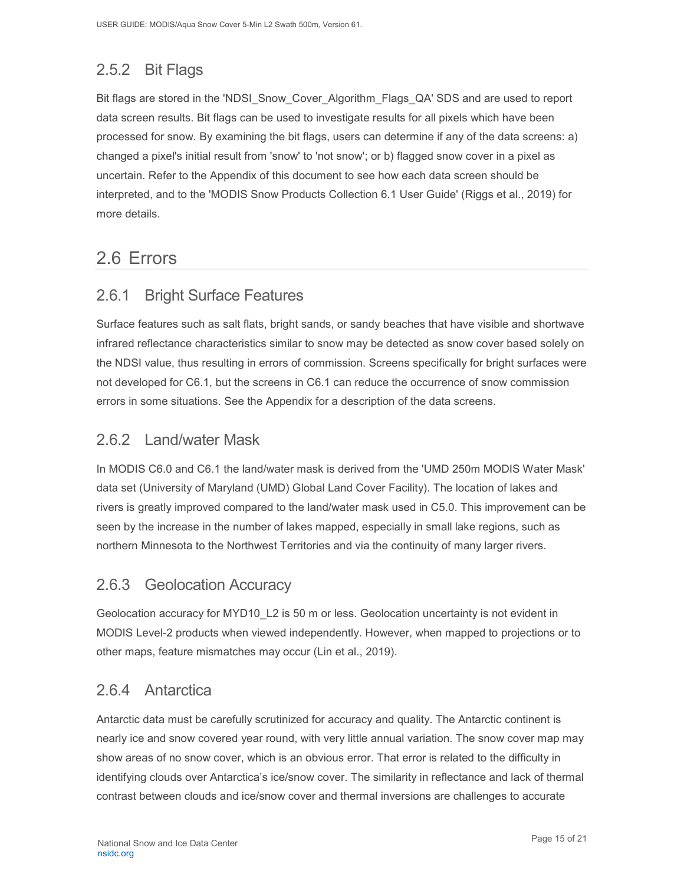### 2.5.2 Bit Flags

Bit flags are stored in the 'NDSI_Snow_Cover_Algorithm_Flags_QA' SDS and are used to report data screen results. Bit flags can be used to investigate results for all pixels which have been processed for snow. By examining the bit flags, users can determine if any of the data screens: a) changed a pixel's initial result from 'snow' to 'not snow'; or b) flagged snow cover in a pixel as uncertain. Refer to the Appendix of this document to see how each data screen should be interpreted, and to the 'MODIS Snow Products Collection 6.1 User Guide' (Riggs et al., 2019) for more details.

## 2.6 Errors

### 2.6.1 Bright Surface Features

Surface features such as salt flats, bright sands, or sandy beaches that have visible and shortwave infrared reflectance characteristics similar to snow may be detected as snow cover based solely on the NDSI value, thus resulting in errors of commission. Screens specifically for bright surfaces were not developed for C6.1, but the screens in C6.1 can reduce the occurrence of snow commission errors in some situations. See the Appendix for a description of the data screens.

### 2.6.2 Land/water Mask

In MODIS C6.0 and C6.1 the land/water mask is derived from the 'UMD 250m MODIS Water Mask' data set (University of Maryland (UMD) Global Land Cover Facility). The location of lakes and rivers is greatly improved compared to the land/water mask used in C5.0. This improvement can be seen by the increase in the number of lakes mapped, especially in small lake regions, such as northern Minnesota to the Northwest Territories and via the continuity of many larger rivers.

### 2.6.3 Geolocation Accuracy

Geolocation accuracy for MYD10_L2 is 50 m or less. Geolocation uncertainty is not evident in MODIS Level-2 products when viewed independently. However, when mapped to projections or to other maps, feature mismatches may occur (Lin et al., 2019).

### 2.6.4 Antarctica

Antarctic data must be carefully scrutinized for accuracy and quality. The Antarctic continent is nearly ice and snow covered year round, with very little annual variation. The snow cover map may show areas of no snow cover, which is an obvious error. That error is related to the difficulty in identifying clouds over Antarctica's ice/snow cover. The similarity in reflectance and lack of thermal contrast between clouds and ice/snow cover and thermal inversions are challenges to accurate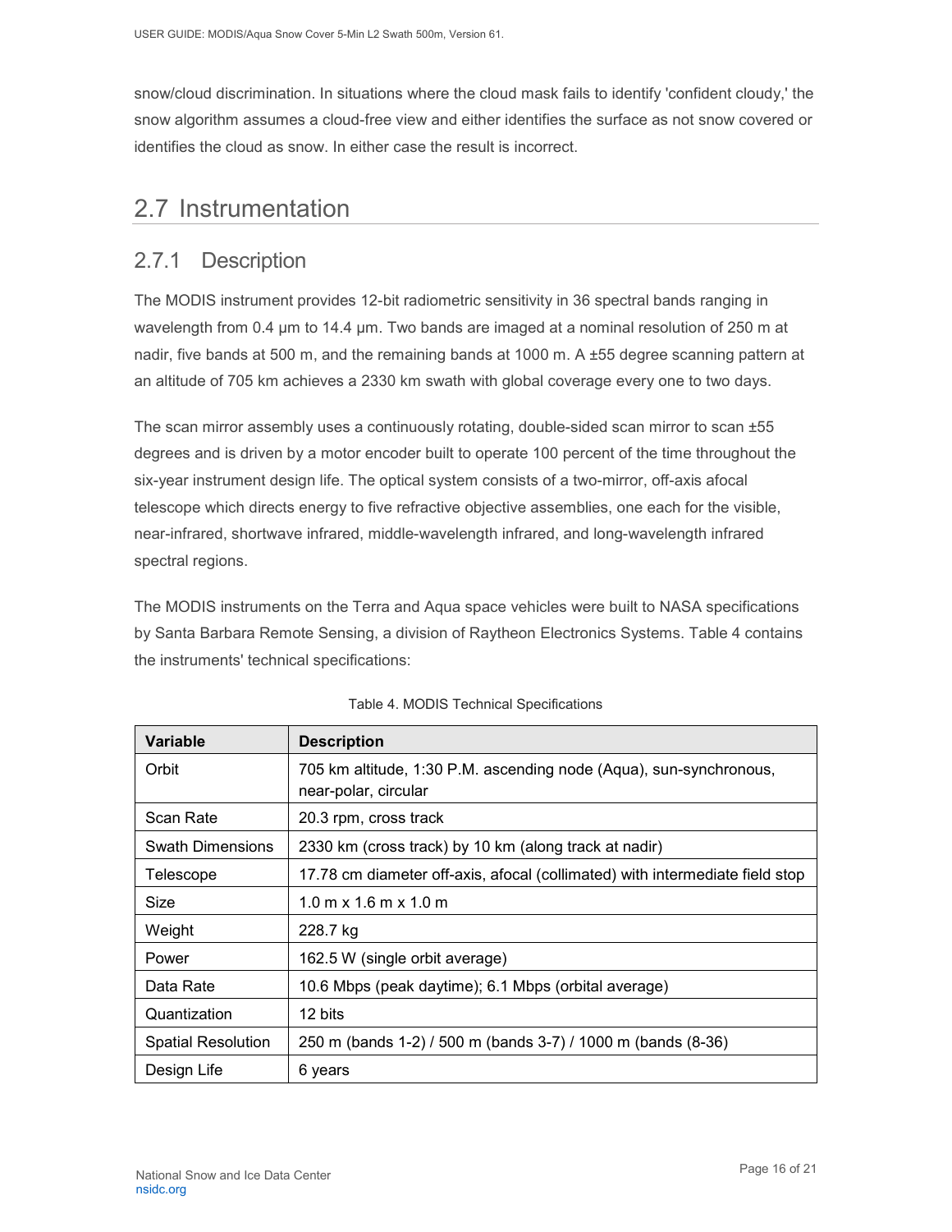snow/cloud discrimination. In situations where the cloud mask fails to identify 'confident cloudy,' the snow algorithm assumes a cloud-free view and either identifies the surface as not snow covered or identifies the cloud as snow. In either case the result is incorrect.

## 2.7 Instrumentation

### 2.7.1 Description

The MODIS instrument provides 12-bit radiometric sensitivity in 36 spectral bands ranging in wavelength from 0.4 µm to 14.4 µm. Two bands are imaged at a nominal resolution of 250 m at nadir, five bands at 500 m, and the remaining bands at 1000 m. A ±55 degree scanning pattern at an altitude of 705 km achieves a 2330 km swath with global coverage every one to two days.

The scan mirror assembly uses a continuously rotating, double-sided scan mirror to scan ±55 degrees and is driven by a motor encoder built to operate 100 percent of the time throughout the six-year instrument design life. The optical system consists of a two-mirror, off-axis afocal telescope which directs energy to five refractive objective assemblies, one each for the visible, near-infrared, shortwave infrared, middle-wavelength infrared, and long-wavelength infrared spectral regions.

The MODIS instruments on the Terra and Aqua space vehicles were built to NASA specifications by Santa Barbara Remote Sensing, a division of Raytheon Electronics Systems. Table 4 contains the instruments' technical specifications:

Table 4. MODIS Technical Specifications

| Variable | Description |
|---|---|
| Orbit | 705 km altitude, 1:30 P.M. ascending node (Aqua), sun-synchronous, near-polar, circular |
| Scan Rate | 20.3 rpm, cross track |
| Swath Dimensions | 2330 km (cross track) by 10 km (along track at nadir) |
| Telescope | 17.78 cm diameter off-axis, afocal (collimated) with intermediate field stop |
| Size | 1.0 m x 1.6 m x 1.0 m |
| Weight | 228.7 kg |
| Power | 162.5 W (single orbit average) |
| Data Rate | 10.6 Mbps (peak daytime); 6.1 Mbps (orbital average) |
| Quantization | 12 bits |
| Spatial Resolution | 250 m (bands 1-2) / 500 m (bands 3-7) / 1000 m (bands (8-36) |
| Design Life | 6 years |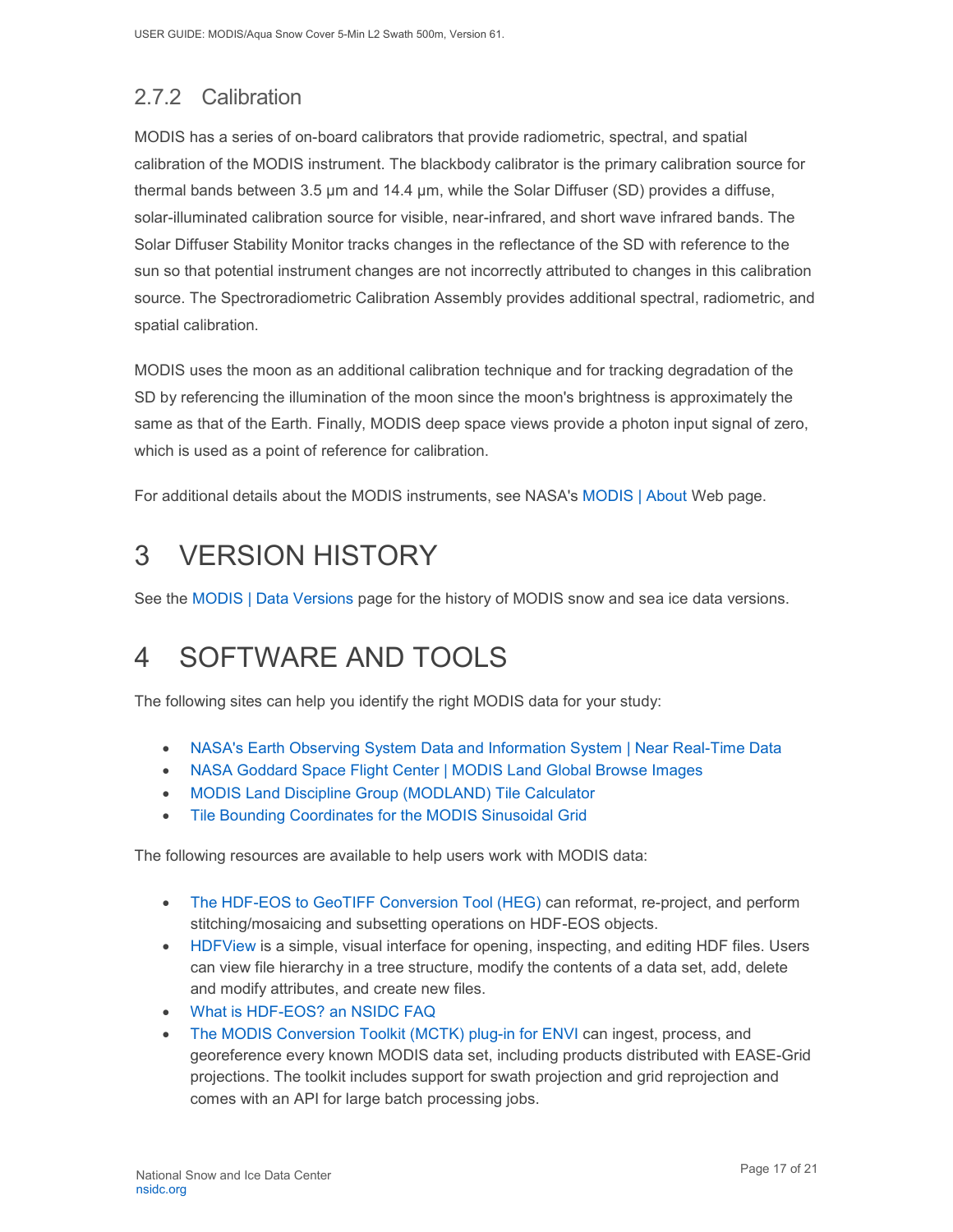### 2.7.2 Calibration

MODIS has a series of on-board calibrators that provide radiometric, spectral, and spatial calibration of the MODIS instrument. The blackbody calibrator is the primary calibration source for thermal bands between 3.5 μm and 14.4 μm, while the Solar Diffuser (SD) provides a diffuse, solar-illuminated calibration source for visible, near-infrared, and short wave infrared bands. The Solar Diffuser Stability Monitor tracks changes in the reflectance of the SD with reference to the sun so that potential instrument changes are not incorrectly attributed to changes in this calibration source. The Spectroradiometric Calibration Assembly provides additional spectral, radiometric, and spatial calibration.

MODIS uses the moon as an additional calibration technique and for tracking degradation of the SD by referencing the illumination of the moon since the moon's brightness is approximately the same as that of the Earth. Finally, MODIS deep space views provide a photon input signal of zero, which is used as a point of reference for calibration.

For additional details about the MODIS instruments, see NASA's MODIS | About Web page.

# 3 VERSION HISTORY

See the MODIS | Data Versions page for the history of MODIS snow and sea ice data versions.

# 4 SOFTWARE AND TOOLS

The following sites can help you identify the right MODIS data for your study:

- NASA's Earth Observing System Data and Information System | Near Real-Time Data
- NASA Goddard Space Flight Center | MODIS Land Global Browse Images
- MODIS Land Discipline Group (MODLAND) Tile Calculator
- Tile Bounding Coordinates for the MODIS Sinusoidal Grid

The following resources are available to help users work with MODIS data:

- The HDF-EOS to GeoTIFF Conversion Tool (HEG) can reformat, re-project, and perform stitching/mosaicing and subsetting operations on HDF-EOS objects.
- HDFView is a simple, visual interface for opening, inspecting, and editing HDF files. Users can view file hierarchy in a tree structure, modify the contents of a data set, add, delete and modify attributes, and create new files.
- What is HDF-EOS? an NSIDC FAQ
- The MODIS Conversion Toolkit (MCTK) plug-in for ENVI can ingest, process, and georeference every known MODIS data set, including products distributed with EASE-Grid projections. The toolkit includes support for swath projection and grid reprojection and comes with an API for large batch processing jobs.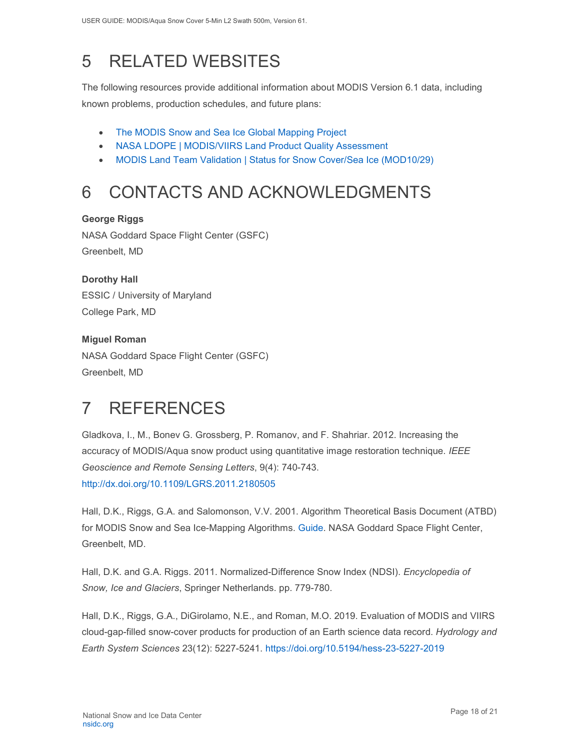# 5 RELATED WEBSITES

The following resources provide additional information about MODIS Version 6.1 data, including known problems, production schedules, and future plans:

- The MODIS Snow and Sea Ice Global Mapping Project
- NASA LDOPE | MODIS/VIIRS Land Product Quality Assessment
- MODIS Land Team Validation | Status for Snow Cover/Sea Ice (MOD10/29)

# 6 CONTACTS AND ACKNOWLEDGMENTS

**George Riggs**
NASA Goddard Space Flight Center (GSFC)
Greenbelt, MD

**Dorothy Hall**
ESSIC / University of Maryland
College Park, MD

**Miguel Roman**
NASA Goddard Space Flight Center (GSFC)
Greenbelt, MD

# 7 REFERENCES

Gladkova, I., M., Bonev G. Grossberg, P. Romanov, and F. Shahriar. 2012. Increasing the accuracy of MODIS/Aqua snow product using quantitative image restoration technique. *IEEE Geoscience and Remote Sensing Letters*, 9(4): 740-743. http://dx.doi.org/10.1109/LGRS.2011.2180505

Hall, D.K., Riggs, G.A. and Salomonson, V.V. 2001. Algorithm Theoretical Basis Document (ATBD) for MODIS Snow and Sea Ice-Mapping Algorithms. Guide. NASA Goddard Space Flight Center, Greenbelt, MD.

Hall, D.K. and G.A. Riggs. 2011. Normalized-Difference Snow Index (NDSI). *Encyclopedia of Snow, Ice and Glaciers*, Springer Netherlands. pp. 779-780.

Hall, D.K., Riggs, G.A., DiGirolamo, N.E., and Roman, M.O. 2019. Evaluation of MODIS and VIIRS cloud-gap-filled snow-cover products for production of an Earth science data record. *Hydrology and Earth System Sciences* 23(12): 5227-5241. https://doi.org/10.5194/hess-23-5227-2019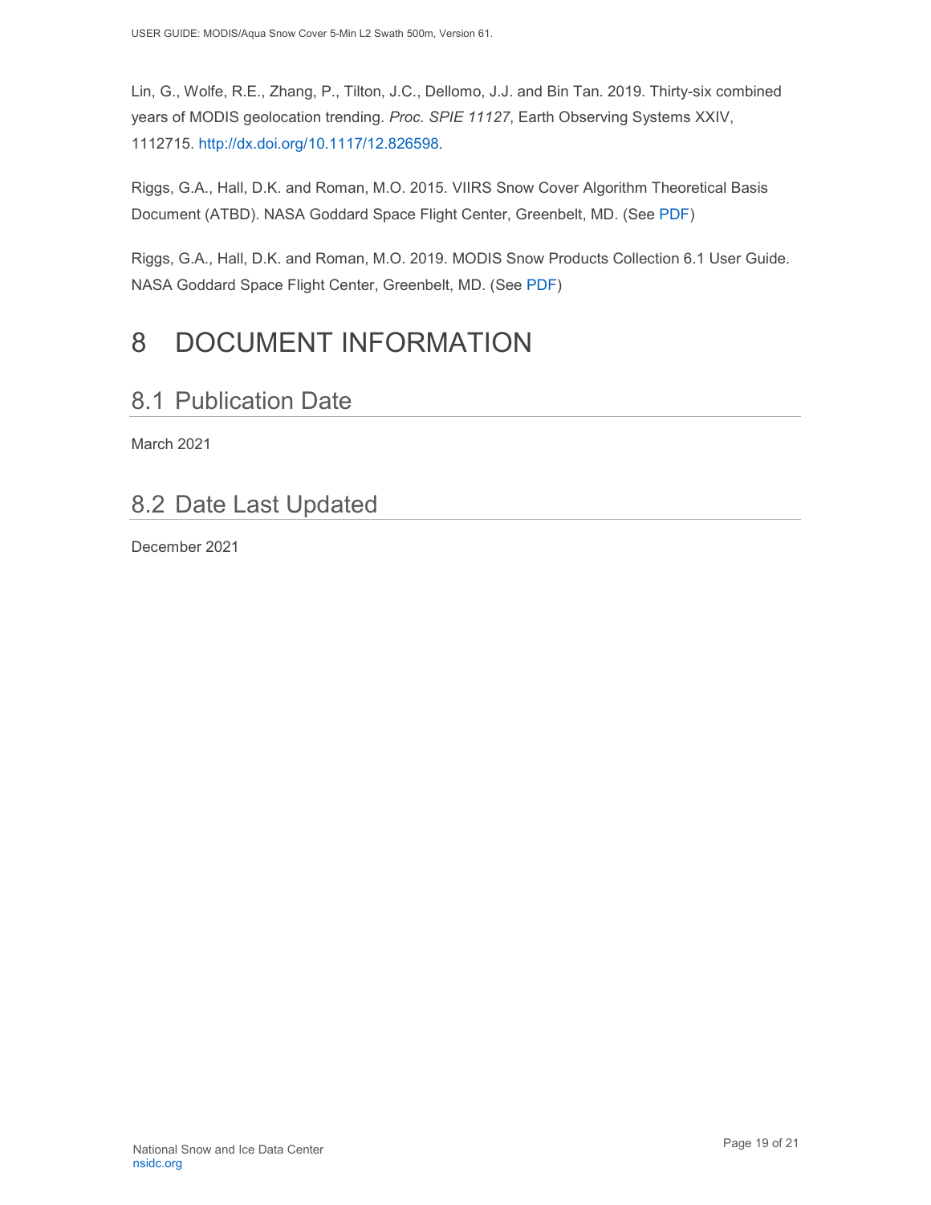Lin, G., Wolfe, R.E., Zhang, P., Tilton, J.C., Dellomo, J.J. and Bin Tan. 2019. Thirty-six combined years of MODIS geolocation trending. *Proc. SPIE 11127*, Earth Observing Systems XXIV, 1112715. http://dx.doi.org/10.1117/12.826598.

Riggs, G.A., Hall, D.K. and Roman, M.O. 2015. VIIRS Snow Cover Algorithm Theoretical Basis Document (ATBD). NASA Goddard Space Flight Center, Greenbelt, MD. (See PDF)

Riggs, G.A., Hall, D.K. and Roman, M.O. 2019. MODIS Snow Products Collection 6.1 User Guide. NASA Goddard Space Flight Center, Greenbelt, MD. (See PDF)

# 8 DOCUMENT INFORMATION

## 8.1 Publication Date

March 2021

## 8.2 Date Last Updated

December 2021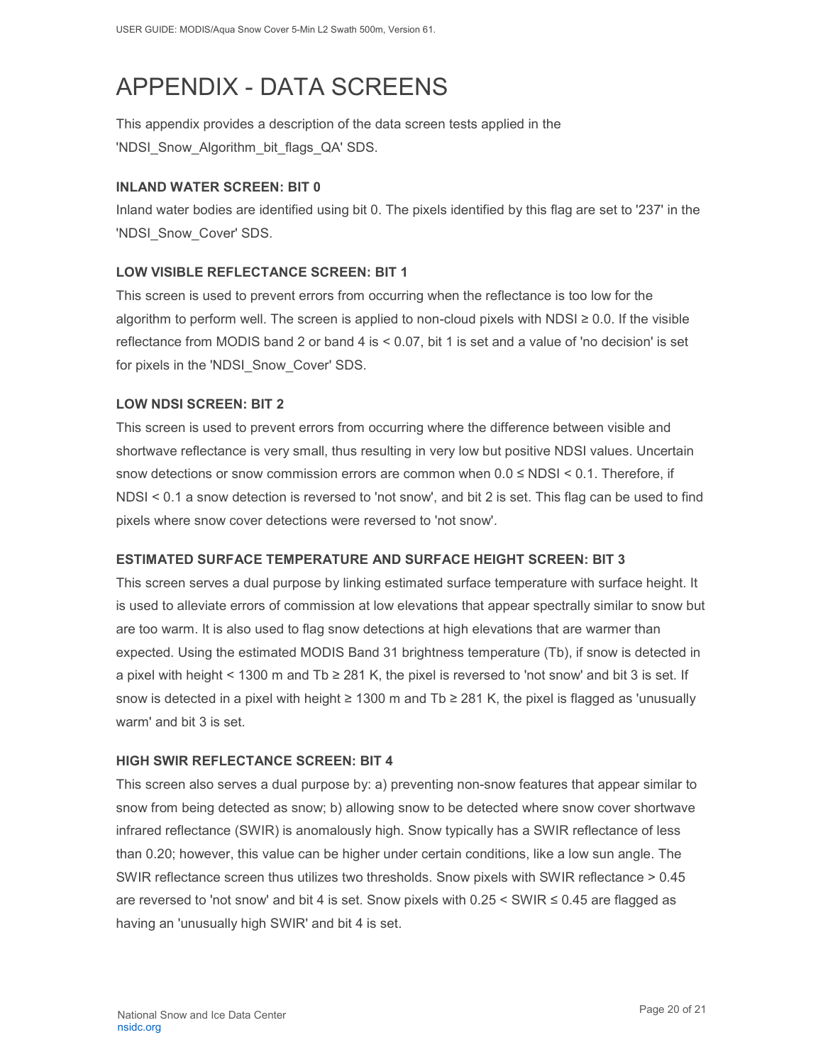# APPENDIX - DATA SCREENS

This appendix provides a description of the data screen tests applied in the 'NDSI_Snow_Algorithm_bit_flags_QA' SDS.

### INLAND WATER SCREEN: BIT 0

Inland water bodies are identified using bit 0. The pixels identified by this flag are set to '237' in the 'NDSI_Snow_Cover' SDS.

### LOW VISIBLE REFLECTANCE SCREEN: BIT 1

This screen is used to prevent errors from occurring when the reflectance is too low for the algorithm to perform well. The screen is applied to non-cloud pixels with NDSI $\geq 0.0$. If the visible reflectance from MODIS band 2 or band 4 is $< 0.07$, bit 1 is set and a value of 'no decision' is set for pixels in the 'NDSI_Snow_Cover' SDS.

### LOW NDSI SCREEN: BIT 2

This screen is used to prevent errors from occurring where the difference between visible and shortwave reflectance is very small, thus resulting in very low but positive NDSI values. Uncertain snow detections or snow commission errors are common when $0.0 \leq$ NDSI $< 0.1$. Therefore, if NDSI $< 0.1$ a snow detection is reversed to 'not snow', and bit 2 is set. This flag can be used to find pixels where snow cover detections were reversed to 'not snow'.

### ESTIMATED SURFACE TEMPERATURE AND SURFACE HEIGHT SCREEN: BIT 3

This screen serves a dual purpose by linking estimated surface temperature with surface height. It is used to alleviate errors of commission at low elevations that appear spectrally similar to snow but are too warm. It is also used to flag snow detections at high elevations that are warmer than expected. Using the estimated MODIS Band 31 brightness temperature (Tb), if snow is detected in a pixel with height $< 1300$ m and Tb $\geq 281$ K, the pixel is reversed to 'not snow' and bit 3 is set. If snow is detected in a pixel with height $\geq 1300$ m and Tb $\geq 281$ K, the pixel is flagged as 'unusually warm' and bit 3 is set.

### HIGH SWIR REFLECTANCE SCREEN: BIT 4

This screen also serves a dual purpose by: a) preventing non-snow features that appear similar to snow from being detected as snow; b) allowing snow to be detected where snow cover shortwave infrared reflectance (SWIR) is anomalously high. Snow typically has a SWIR reflectance of less than 0.20; however, this value can be higher under certain conditions, like a low sun angle. The SWIR reflectance screen thus utilizes two thresholds. Snow pixels with SWIR reflectance $> 0.45$ are reversed to 'not snow' and bit 4 is set. Snow pixels with $0.25 <$ SWIR $\leq 0.45$ are flagged as having an 'unusually high SWIR' and bit 4 is set.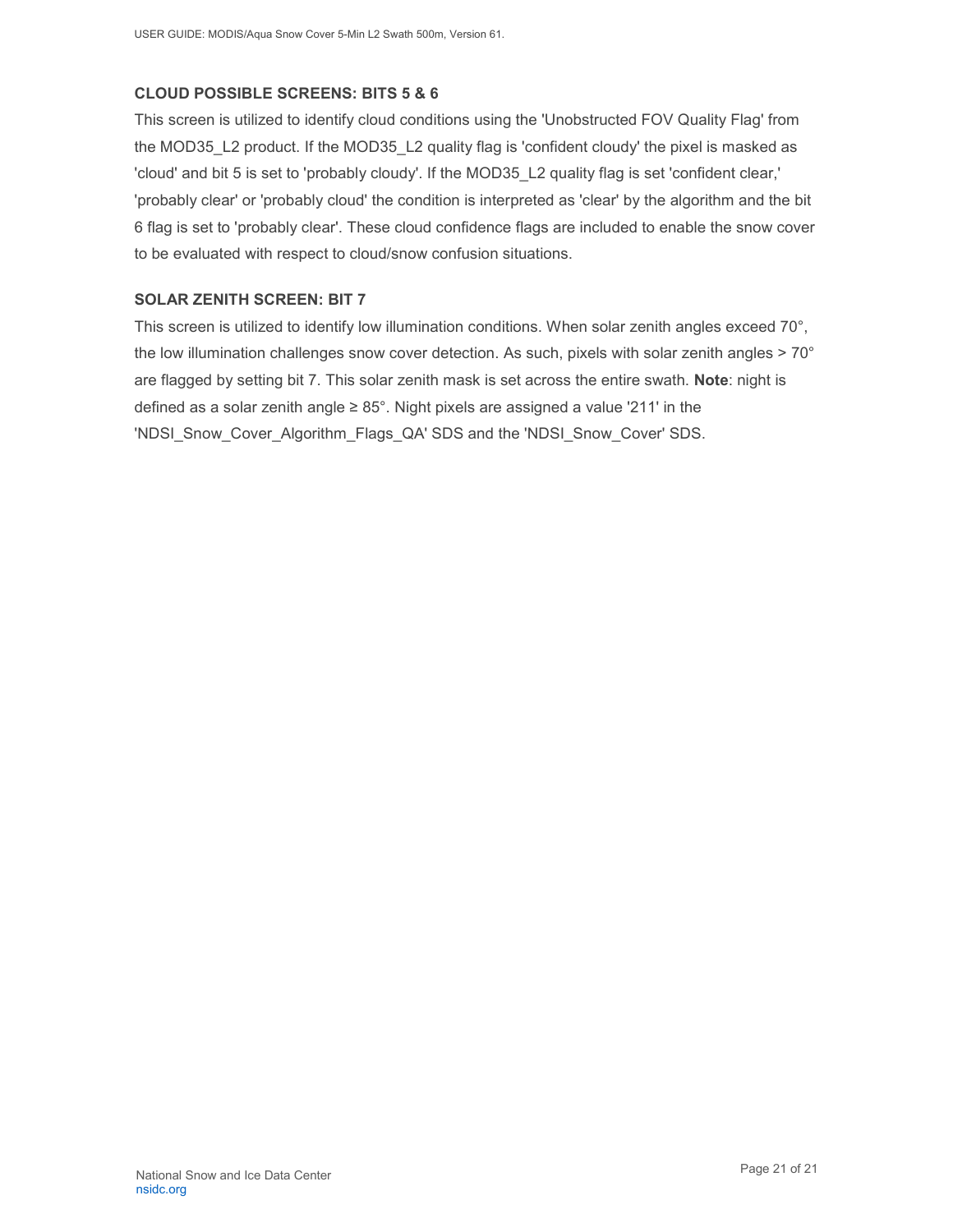### CLOUD POSSIBLE SCREENS: BITS 5 & 6

This screen is utilized to identify cloud conditions using the 'Unobstructed FOV Quality Flag' from the MOD35_L2 product. If the MOD35_L2 quality flag is 'confident cloudy' the pixel is masked as 'cloud' and bit 5 is set to 'probably cloudy'. If the MOD35_L2 quality flag is set 'confident clear,' 'probably clear' or 'probably cloud' the condition is interpreted as 'clear' by the algorithm and the bit 6 flag is set to 'probably clear'. These cloud confidence flags are included to enable the snow cover to be evaluated with respect to cloud/snow confusion situations.

### SOLAR ZENITH SCREEN: BIT 7

This screen is utilized to identify low illumination conditions. When solar zenith angles exceed 70°, the low illumination challenges snow cover detection. As such, pixels with solar zenith angles > 70° are flagged by setting bit 7. This solar zenith mask is set across the entire swath. **Note**: night is defined as a solar zenith angle ≥ 85°. Night pixels are assigned a value '211' in the 'NDSI_Snow_Cover_Algorithm_Flags_QA' SDS and the 'NDSI_Snow_Cover' SDS.